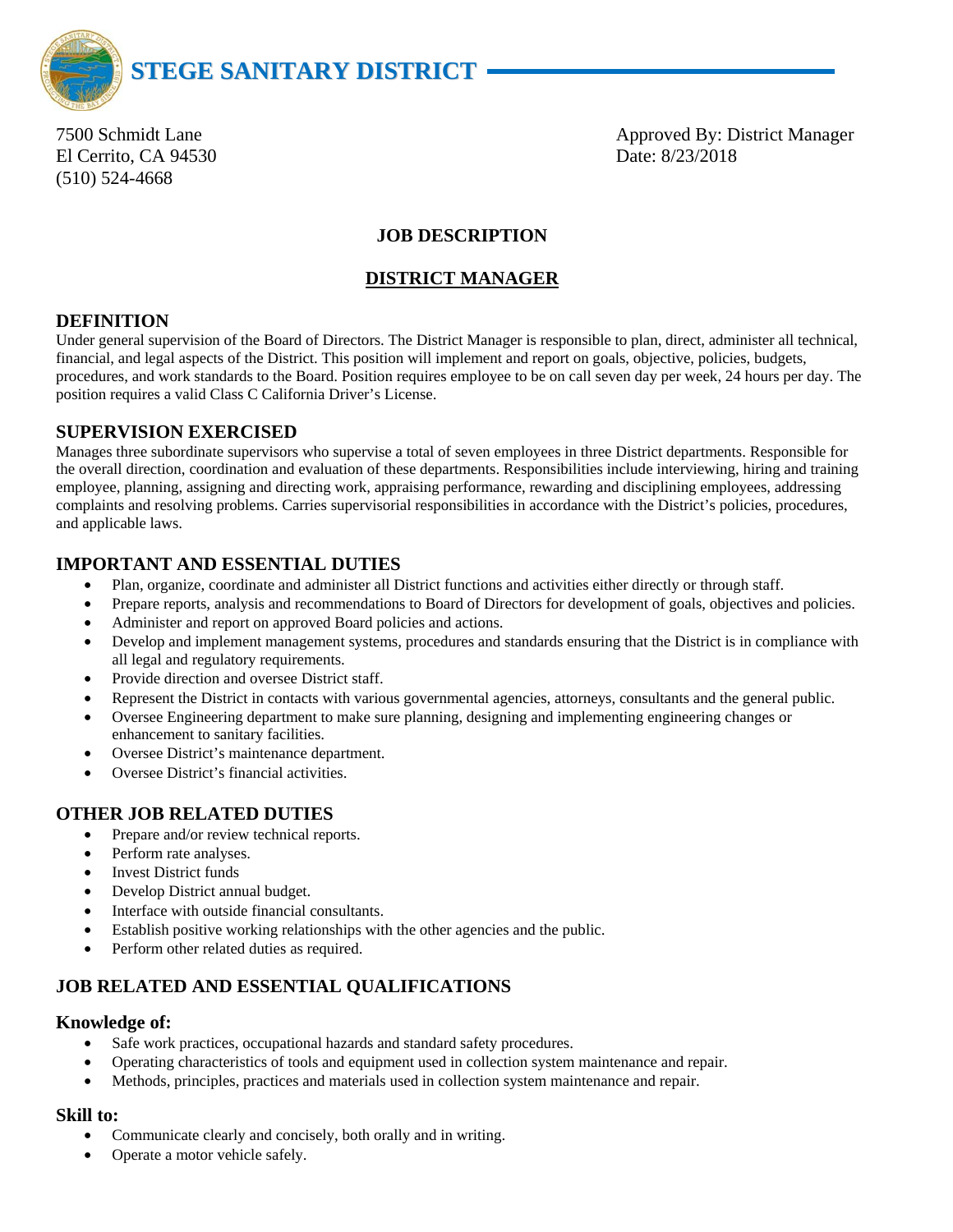# STEGE SANITARY DISTRICT

7500 Schmidt Lane
El Cerrito, CA 94530
(510) 524-4668

Approved By: District Manager
Date: 8/23/2018

## JOB DESCRIPTION

## DISTRICT MANAGER

### DEFINITION

Under general supervision of the Board of Directors. The District Manager is responsible to plan, direct, administer all technical, financial, and legal aspects of the District. This position will implement and report on goals, objective, policies, budgets, procedures, and work standards to the Board. Position requires employee to be on call seven day per week, 24 hours per day. The position requires a valid Class C California Driver's License.

### SUPERVISION EXERCISED

Manages three subordinate supervisors who supervise a total of seven employees in three District departments. Responsible for the overall direction, coordination and evaluation of these departments. Responsibilities include interviewing, hiring and training employee, planning, assigning and directing work, appraising performance, rewarding and disciplining employees, addressing complaints and resolving problems. Carries supervisorial responsibilities in accordance with the District's policies, procedures, and applicable laws.

### IMPORTANT AND ESSENTIAL DUTIES

- Plan, organize, coordinate and administer all District functions and activities either directly or through staff.
- Prepare reports, analysis and recommendations to Board of Directors for development of goals, objectives and policies.
- Administer and report on approved Board policies and actions.
- Develop and implement management systems, procedures and standards ensuring that the District is in compliance with all legal and regulatory requirements.
- Provide direction and oversee District staff.
- Represent the District in contacts with various governmental agencies, attorneys, consultants and the general public.
- Oversee Engineering department to make sure planning, designing and implementing engineering changes or enhancement to sanitary facilities.
- Oversee District's maintenance department.
- Oversee District's financial activities.

### OTHER JOB RELATED DUTIES

- Prepare and/or review technical reports.
- Perform rate analyses.
- Invest District funds
- Develop District annual budget.
- Interface with outside financial consultants.
- Establish positive working relationships with the other agencies and the public.
- Perform other related duties as required.

### JOB RELATED AND ESSENTIAL QUALIFICATIONS

#### Knowledge of:

- Safe work practices, occupational hazards and standard safety procedures.
- Operating characteristics of tools and equipment used in collection system maintenance and repair.
- Methods, principles, practices and materials used in collection system maintenance and repair.

#### Skill to:

- Communicate clearly and concisely, both orally and in writing.
- Operate a motor vehicle safely.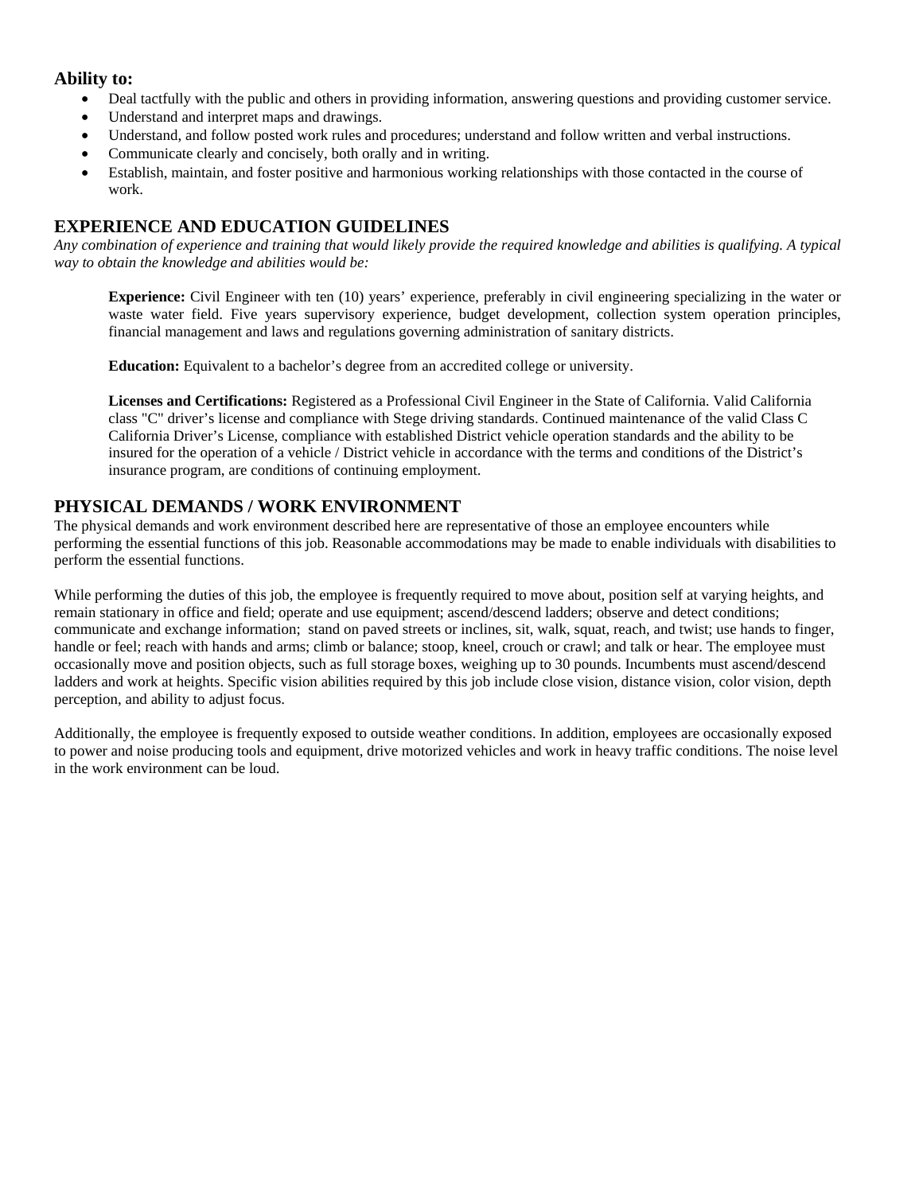### Ability to:

- Deal tactfully with the public and others in providing information, answering questions and providing customer service.
- Understand and interpret maps and drawings.
- Understand, and follow posted work rules and procedures; understand and follow written and verbal instructions.
- Communicate clearly and concisely, both orally and in writing.
- Establish, maintain, and foster positive and harmonious working relationships with those contacted in the course of work.

## EXPERIENCE AND EDUCATION GUIDELINES

*Any combination of experience and training that would likely provide the required knowledge and abilities is qualifying. A typical way to obtain the knowledge and abilities would be:*

**Experience:** Civil Engineer with ten (10) years' experience, preferably in civil engineering specializing in the water or waste water field. Five years supervisory experience, budget development, collection system operation principles, financial management and laws and regulations governing administration of sanitary districts.

**Education:** Equivalent to a bachelor's degree from an accredited college or university.

**Licenses and Certifications:** Registered as a Professional Civil Engineer in the State of California. Valid California class "C" driver's license and compliance with Stege driving standards. Continued maintenance of the valid Class C California Driver's License, compliance with established District vehicle operation standards and the ability to be insured for the operation of a vehicle / District vehicle in accordance with the terms and conditions of the District's insurance program, are conditions of continuing employment.

## PHYSICAL DEMANDS / WORK ENVIRONMENT

The physical demands and work environment described here are representative of those an employee encounters while performing the essential functions of this job. Reasonable accommodations may be made to enable individuals with disabilities to perform the essential functions.

While performing the duties of this job, the employee is frequently required to move about, position self at varying heights, and remain stationary in office and field; operate and use equipment; ascend/descend ladders; observe and detect conditions; communicate and exchange information; stand on paved streets or inclines, sit, walk, squat, reach, and twist; use hands to finger, handle or feel; reach with hands and arms; climb or balance; stoop, kneel, crouch or crawl; and talk or hear. The employee must occasionally move and position objects, such as full storage boxes, weighing up to 30 pounds. Incumbents must ascend/descend ladders and work at heights. Specific vision abilities required by this job include close vision, distance vision, color vision, depth perception, and ability to adjust focus.

Additionally, the employee is frequently exposed to outside weather conditions. In addition, employees are occasionally exposed to power and noise producing tools and equipment, drive motorized vehicles and work in heavy traffic conditions. The noise level in the work environment can be loud.